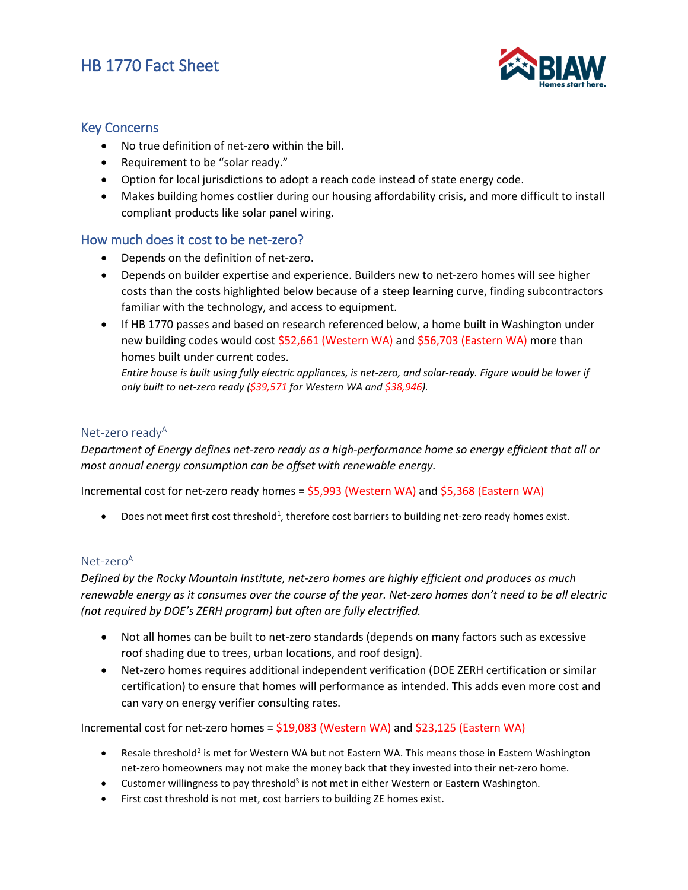# HB 1770 Fact Sheet

BIAW
Homes start here.

## Key Concerns

- No true definition of net-zero within the bill.
- Requirement to be "solar ready."
- Option for local jurisdictions to adopt a reach code instead of state energy code.
- Makes building homes costlier during our housing affordability crisis, and more difficult to install compliant products like solar panel wiring.

## How much does it cost to be net-zero?

- Depends on the definition of net-zero.
- Depends on builder expertise and experience. Builders new to net-zero homes will see higher costs than the costs highlighted below because of a steep learning curve, finding subcontractors familiar with the technology, and access to equipment.
- If HB 1770 passes and based on research referenced below, a home built in Washington under new building codes would cost $52,661 (Western WA) and $56,703 (Eastern WA) more than homes built under current codes.
  *Entire house is built using fully electric appliances, is net-zero, and solar-ready. Figure would be lower if only built to net-zero ready ($39,571 for Western WA and $38,946).*

### Net-zero ready[A]

*Department of Energy defines net-zero ready as a high-performance home so energy efficient that all or most annual energy consumption can be offset with renewable energy.*

Incremental cost for net-zero ready homes = $5,993 (Western WA) and $5,368 (Eastern WA)

- Does not meet first cost threshold[1], therefore cost barriers to building net-zero ready homes exist.

### Net-zero[A]

*Defined by the Rocky Mountain Institute, net-zero homes are highly efficient and produces as much renewable energy as it consumes over the course of the year. Net-zero homes don't need to be all electric (not required by DOE's ZERH program) but often are fully electrified.*

- Not all homes can be built to net-zero standards (depends on many factors such as excessive roof shading due to trees, urban locations, and roof design).
- Net-zero homes requires additional independent verification (DOE ZERH certification or similar certification) to ensure that homes will performance as intended. This adds even more cost and can vary on energy verifier consulting rates.

Incremental cost for net-zero homes = $19,083 (Western WA) and $23,125 (Eastern WA)

- Resale threshold[2] is met for Western WA but not Eastern WA. This means those in Eastern Washington net-zero homeowners may not make the money back that they invested into their net-zero home.
- Customer willingness to pay threshold[3] is not met in either Western or Eastern Washington.
- First cost threshold is not met, cost barriers to building ZE homes exist.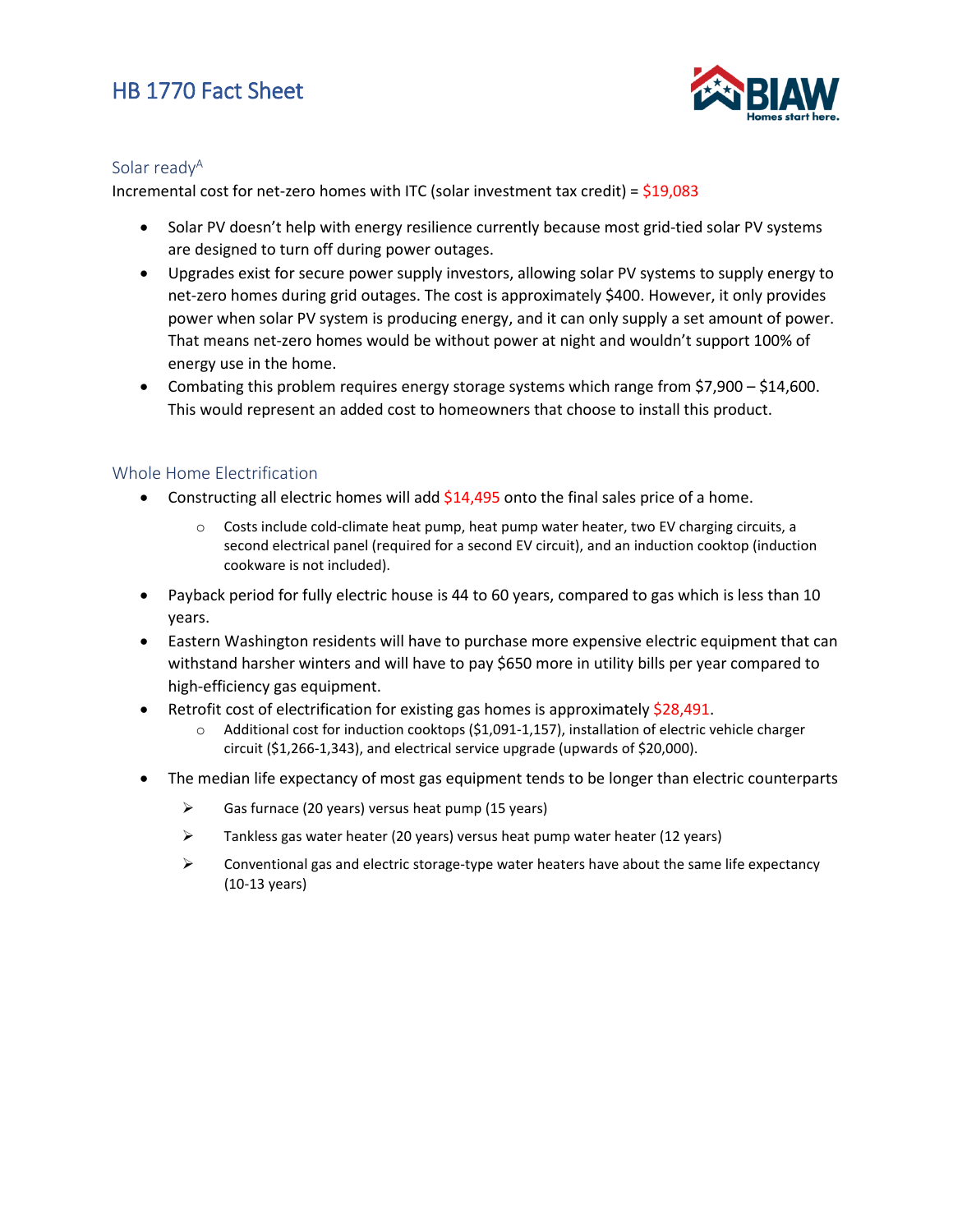# HB 1770 Fact Sheet

## Solar ready[A]

Incremental cost for net-zero homes with ITC (solar investment tax credit) = $19,083

- Solar PV doesn't help with energy resilience currently because most grid-tied solar PV systems are designed to turn off during power outages.
- Upgrades exist for secure power supply investors, allowing solar PV systems to supply energy to net-zero homes during grid outages. The cost is approximately $400. However, it only provides power when solar PV system is producing energy, and it can only supply a set amount of power. That means net-zero homes would be without power at night and wouldn't support 100% of energy use in the home.
- Combating this problem requires energy storage systems which range from $7,900 – $14,600. This would represent an added cost to homeowners that choose to install this product.

## Whole Home Electrification

- Constructing all electric homes will add $14,495 onto the final sales price of a home.
  - Costs include cold-climate heat pump, heat pump water heater, two EV charging circuits, a second electrical panel (required for a second EV circuit), and an induction cooktop (induction cookware is not included).
- Payback period for fully electric house is 44 to 60 years, compared to gas which is less than 10 years.
- Eastern Washington residents will have to purchase more expensive electric equipment that can withstand harsher winters and will have to pay $650 more in utility bills per year compared to high-efficiency gas equipment.
- Retrofit cost of electrification for existing gas homes is approximately $28,491.
  - Additional cost for induction cooktops ($1,091-1,157), installation of electric vehicle charger circuit ($1,266-1,343), and electrical service upgrade (upwards of $20,000).
- The median life expectancy of most gas equipment tends to be longer than electric counterparts
  - Gas furnace (20 years) versus heat pump (15 years)
  - Tankless gas water heater (20 years) versus heat pump water heater (12 years)
  - Conventional gas and electric storage-type water heaters have about the same life expectancy (10-13 years)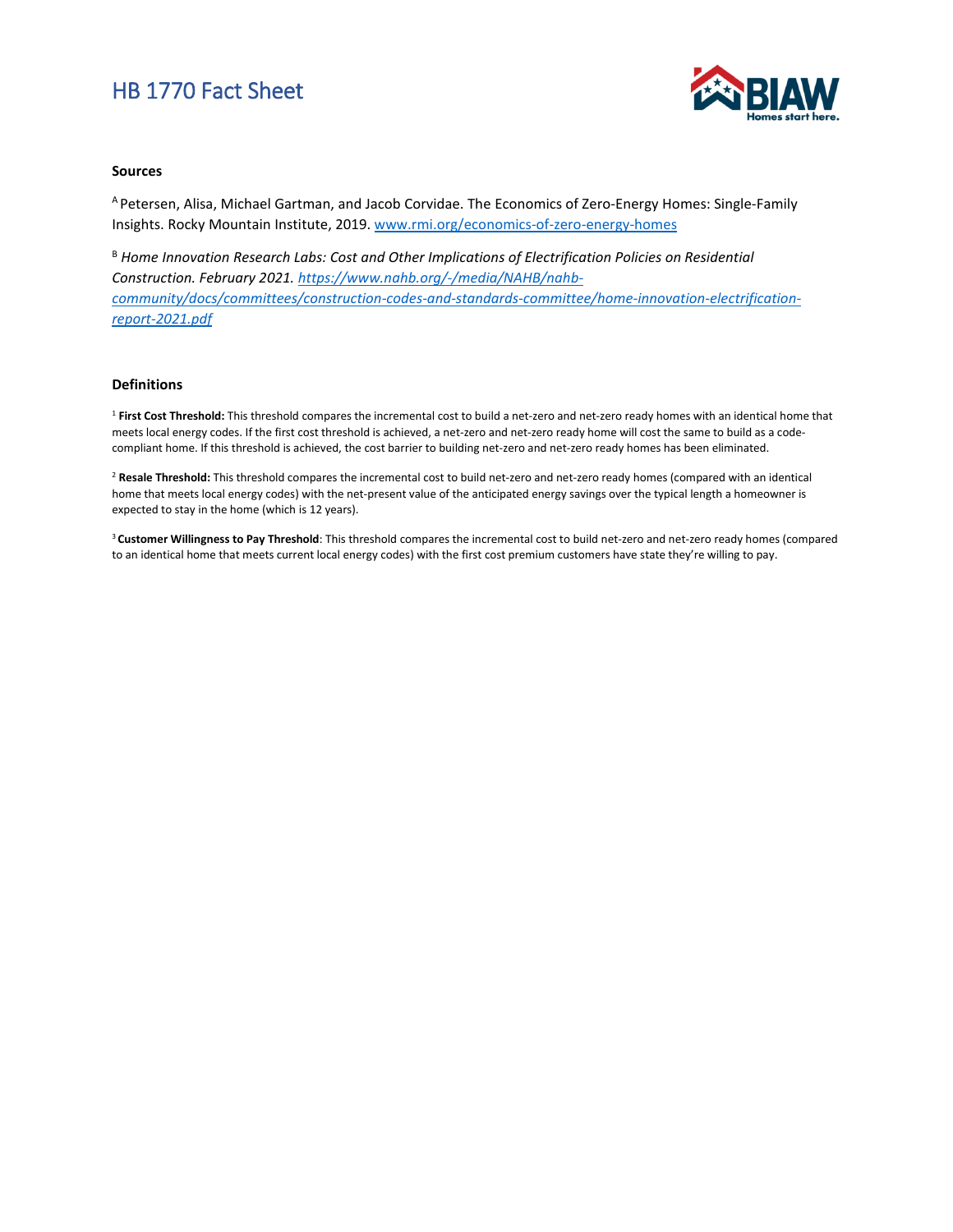# HB 1770 Fact Sheet

**Sources**

[A] Petersen, Alisa, Michael Gartman, and Jacob Corvidae. The Economics of Zero-Energy Homes: Single-Family Insights. Rocky Mountain Institute, 2019. www.rmi.org/economics-of-zero-energy-homes

[B] *Home Innovation Research Labs: Cost and Other Implications of Electrification Policies on Residential Construction. February 2021. https://www.nahb.org/-/media/NAHB/nahb-community/docs/committees/construction-codes-and-standards-committee/home-innovation-electrification-report-2021.pdf*

**Definitions**

[1] **First Cost Threshold:** This threshold compares the incremental cost to build a net-zero and net-zero ready homes with an identical home that meets local energy codes. If the first cost threshold is achieved, a net-zero and net-zero ready home will cost the same to build as a code-compliant home. If this threshold is achieved, the cost barrier to building net-zero and net-zero ready homes has been eliminated.

[2] **Resale Threshold:** This threshold compares the incremental cost to build net-zero and net-zero ready homes (compared with an identical home that meets local energy codes) with the net-present value of the anticipated energy savings over the typical length a homeowner is expected to stay in the home (which is 12 years).

[3] **Customer Willingness to Pay Threshold**: This threshold compares the incremental cost to build net-zero and net-zero ready homes (compared to an identical home that meets current local energy codes) with the first cost premium customers have state they're willing to pay.